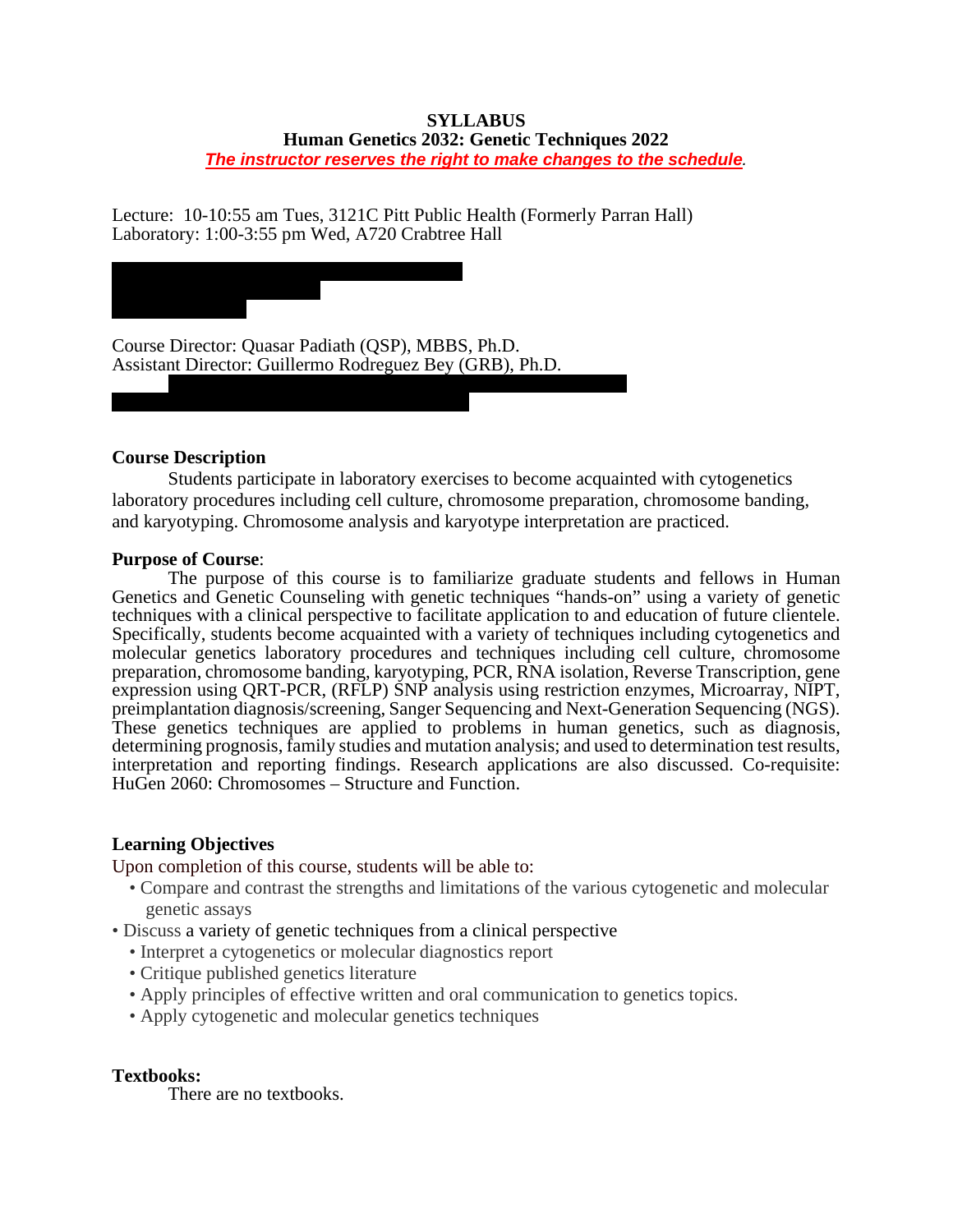# SYLLABUS

## Human Genetics 2032: Genetic Techniques 2022

***The instructor reserves the right to make changes to the schedule*.**

Lecture: 10-10:55 am Tues, 3121C Pitt Public Health (Formerly Parran Hall)
Laboratory: 1:00-3:55 pm Wed, A720 Crabtree Hall

Course Director: Quasar Padiath (QSP), MBBS, Ph.D.
Assistant Director: Guillermo Rodreguez Bey (GRB), Ph.D.

**Course Description**

Students participate in laboratory exercises to become acquainted with cytogenetics laboratory procedures including cell culture, chromosome preparation, chromosome banding, and karyotyping. Chromosome analysis and karyotype interpretation are practiced.

**Purpose of Course**:

The purpose of this course is to familiarize graduate students and fellows in Human Genetics and Genetic Counseling with genetic techniques "hands-on" using a variety of genetic techniques with a clinical perspective to facilitate application to and education of future clientele. Specifically, students become acquainted with a variety of techniques including cytogenetics and molecular genetics laboratory procedures and techniques including cell culture, chromosome preparation, chromosome banding, karyotyping, PCR, RNA isolation, Reverse Transcription, gene expression using QRT-PCR, (RFLP) SNP analysis using restriction enzymes, Microarray, NIPT, preimplantation diagnosis/screening, Sanger Sequencing and Next-Generation Sequencing (NGS). These genetics techniques are applied to problems in human genetics, such as diagnosis, determining prognosis, family studies and mutation analysis; and used to determination test results, interpretation and reporting findings. Research applications are also discussed. Co-requisite: HuGen 2060: Chromosomes – Structure and Function.

**Learning Objectives**

Upon completion of this course, students will be able to:

- Compare and contrast the strengths and limitations of the various cytogenetic and molecular genetic assays
- Discuss a variety of genetic techniques from a clinical perspective
- Interpret a cytogenetics or molecular diagnostics report
- Critique published genetics literature
- Apply principles of effective written and oral communication to genetics topics.
- Apply cytogenetic and molecular genetics techniques

**Textbooks:**

There are no textbooks.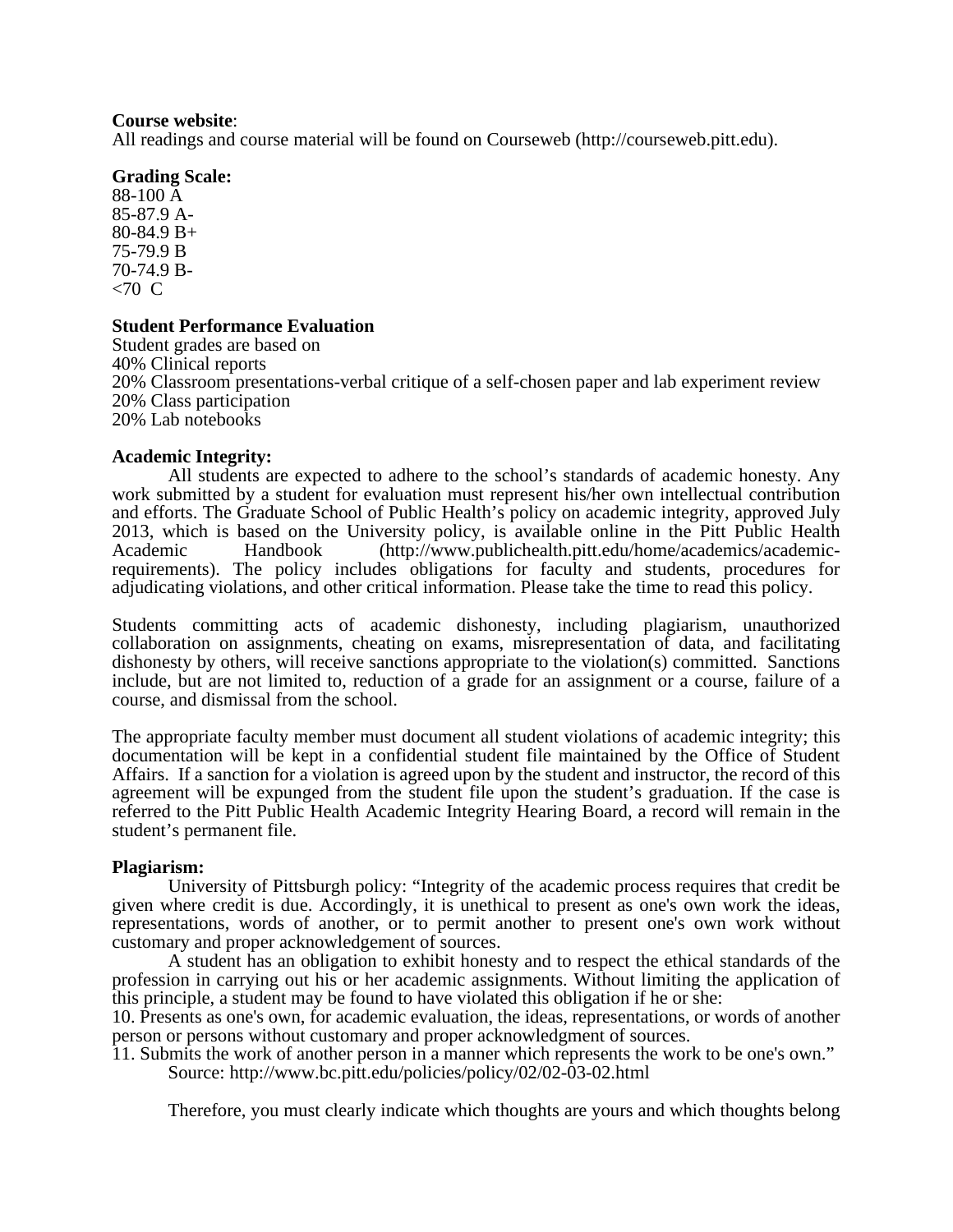**Course website**:
All readings and course material will be found on Courseweb (http://courseweb.pitt.edu).

**Grading Scale:**
88-100 A
85-87.9 A-
80-84.9 B+
75-79.9 B
70-74.9 B-
<70 C

**Student Performance Evaluation**
Student grades are based on
40% Clinical reports
20% Classroom presentations-verbal critique of a self-chosen paper and lab experiment review
20% Class participation
20% Lab notebooks

**Academic Integrity:**

All students are expected to adhere to the school's standards of academic honesty. Any work submitted by a student for evaluation must represent his/her own intellectual contribution and efforts. The Graduate School of Public Health's policy on academic integrity, approved July 2013, which is based on the University policy, is available online in the Pitt Public Health Academic Handbook (http://www.publichealth.pitt.edu/home/academics/academic-requirements). The policy includes obligations for faculty and students, procedures for adjudicating violations, and other critical information. Please take the time to read this policy.

Students committing acts of academic dishonesty, including plagiarism, unauthorized collaboration on assignments, cheating on exams, misrepresentation of data, and facilitating dishonesty by others, will receive sanctions appropriate to the violation(s) committed. Sanctions include, but are not limited to, reduction of a grade for an assignment or a course, failure of a course, and dismissal from the school.

The appropriate faculty member must document all student violations of academic integrity; this documentation will be kept in a confidential student file maintained by the Office of Student Affairs. If a sanction for a violation is agreed upon by the student and instructor, the record of this agreement will be expunged from the student file upon the student's graduation. If the case is referred to the Pitt Public Health Academic Integrity Hearing Board, a record will remain in the student's permanent file.

**Plagiarism:**

University of Pittsburgh policy: "Integrity of the academic process requires that credit be given where credit is due. Accordingly, it is unethical to present as one's own work the ideas, representations, words of another, or to permit another to present one's own work without customary and proper acknowledgement of sources.

A student has an obligation to exhibit honesty and to respect the ethical standards of the profession in carrying out his or her academic assignments. Without limiting the application of this principle, a student may be found to have violated this obligation if he or she:

10. Presents as one's own, for academic evaluation, the ideas, representations, or words of another person or persons without customary and proper acknowledgment of sources.
11. Submits the work of another person in a manner which represents the work to be one's own."

Source: http://www.bc.pitt.edu/policies/policy/02/02-03-02.html

Therefore, you must clearly indicate which thoughts are yours and which thoughts belong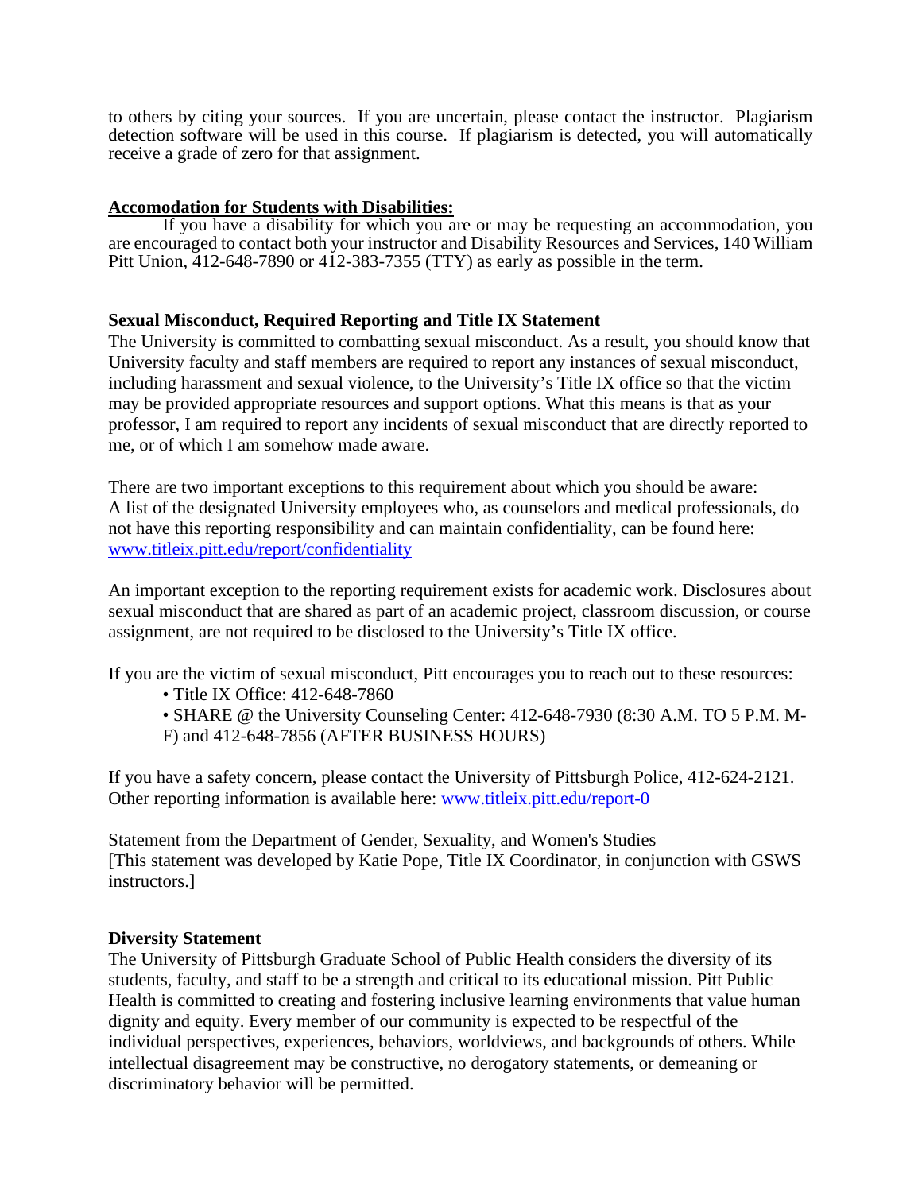to others by citing your sources. If you are uncertain, please contact the instructor. Plagiarism detection software will be used in this course. If plagiarism is detected, you will automatically receive a grade of zero for that assignment.

**Accomodation for Students with Disabilities:**

If you have a disability for which you are or may be requesting an accommodation, you are encouraged to contact both your instructor and Disability Resources and Services, 140 William Pitt Union, 412-648-7890 or 412-383-7355 (TTY) as early as possible in the term.

**Sexual Misconduct, Required Reporting and Title IX Statement**

The University is committed to combatting sexual misconduct. As a result, you should know that University faculty and staff members are required to report any instances of sexual misconduct, including harassment and sexual violence, to the University's Title IX office so that the victim may be provided appropriate resources and support options. What this means is that as your professor, I am required to report any incidents of sexual misconduct that are directly reported to me, or of which I am somehow made aware.

There are two important exceptions to this requirement about which you should be aware:
A list of the designated University employees who, as counselors and medical professionals, do not have this reporting responsibility and can maintain confidentiality, can be found here: [www.titleix.pitt.edu/report/confidentiality](http://www.titleix.pitt.edu/report/confidentiality)

An important exception to the reporting requirement exists for academic work. Disclosures about sexual misconduct that are shared as part of an academic project, classroom discussion, or course assignment, are not required to be disclosed to the University's Title IX office.

If you are the victim of sexual misconduct, Pitt encourages you to reach out to these resources:

- Title IX Office: 412-648-7860
- SHARE @ the University Counseling Center: 412-648-7930 (8:30 A.M. TO 5 P.M. M-F) and 412-648-7856 (AFTER BUSINESS HOURS)

If you have a safety concern, please contact the University of Pittsburgh Police, 412-624-2121. Other reporting information is available here: [www.titleix.pitt.edu/report-0](http://www.titleix.pitt.edu/report-0)

Statement from the Department of Gender, Sexuality, and Women's Studies
[This statement was developed by Katie Pope, Title IX Coordinator, in conjunction with GSWS instructors.]

**Diversity Statement**

The University of Pittsburgh Graduate School of Public Health considers the diversity of its students, faculty, and staff to be a strength and critical to its educational mission. Pitt Public Health is committed to creating and fostering inclusive learning environments that value human dignity and equity. Every member of our community is expected to be respectful of the individual perspectives, experiences, behaviors, worldviews, and backgrounds of others. While intellectual disagreement may be constructive, no derogatory statements, or demeaning or discriminatory behavior will be permitted.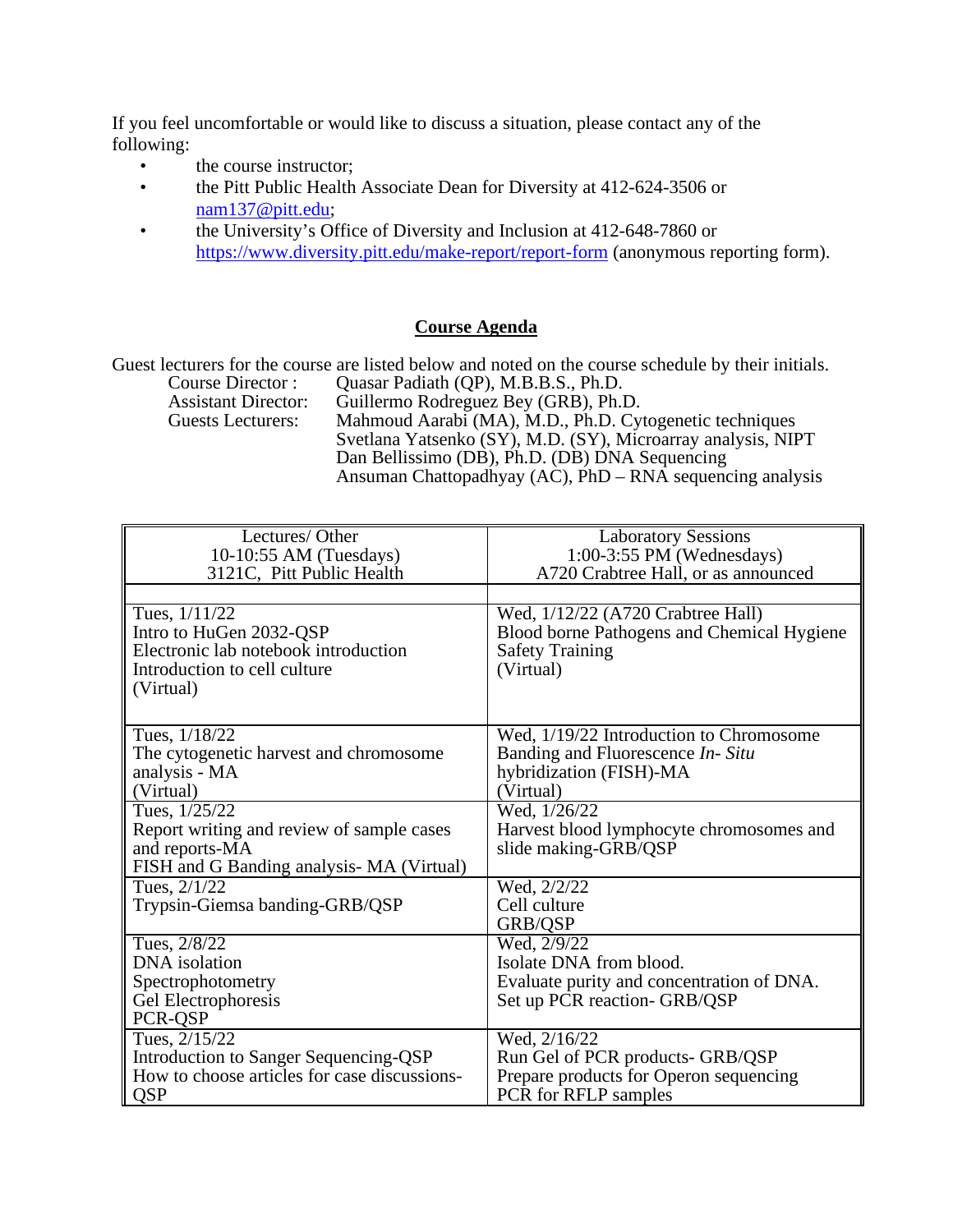If you feel uncomfortable or would like to discuss a situation, please contact any of the following:

- the course instructor;
- the Pitt Public Health Associate Dean for Diversity at 412-624-3506 or nam137@pitt.edu;
- the University's Office of Diversity and Inclusion at 412-648-7860 or https://www.diversity.pitt.edu/make-report/report-form (anonymous reporting form).

## Course Agenda

Guest lecturers for the course are listed below and noted on the course schedule by their initials.

Course Director : Quasar Padiath (QP), M.B.B.S., Ph.D.
Assistant Director: Guillermo Rodreguez Bey (GRB), Ph.D.
Guests Lecturers: Mahmoud Aarabi (MA), M.D., Ph.D. Cytogenetic techniques
Svetlana Yatsenko (SY), M.D. (SY), Microarray analysis, NIPT
Dan Bellissimo (DB), Ph.D. (DB) DNA Sequencing
Ansuman Chattopadhyay (AC), PhD – RNA sequencing analysis

| Lectures/ Other<br>10-10:55 AM (Tuesdays)<br>3121C, Pitt Public Health | Laboratory Sessions<br>1:00-3:55 PM (Wednesdays)<br>A720 Crabtree Hall, or as announced |
|---|---|
| | |
| Tues, 1/11/22<br>Intro to HuGen 2032-QSP<br>Electronic lab notebook introduction<br>Introduction to cell culture<br>(Virtual) | Wed, 1/12/22 (A720 Crabtree Hall)<br>Blood borne Pathogens and Chemical Hygiene Safety Training<br>(Virtual) |
| Tues, 1/18/22<br>The cytogenetic harvest and chromosome analysis - MA<br>(Virtual) | Wed, 1/19/22 Introduction to Chromosome Banding and Fluorescence *In- Situ* hybridization (FISH)-MA<br>(Virtual) |
| Tues, 1/25/22<br>Report writing and review of sample cases and reports-MA<br>FISH and G Banding analysis- MA (Virtual) | Wed, 1/26/22<br>Harvest blood lymphocyte chromosomes and slide making-GRB/QSP |
| Tues, 2/1/22<br>Trypsin-Giemsa banding-GRB/QSP | Wed, 2/2/22<br>Cell culture<br>GRB/QSP |
| Tues, 2/8/22<br>DNA isolation<br>Spectrophotometry<br>Gel Electrophoresis<br>PCR-QSP | Wed, 2/9/22<br>Isolate DNA from blood.<br>Evaluate purity and concentration of DNA.<br>Set up PCR reaction- GRB/QSP |
| Tues, 2/15/22<br>Introduction to Sanger Sequencing-QSP<br>How to choose articles for case discussions-QSP | Wed, 2/16/22<br>Run Gel of PCR products- GRB/QSP<br>Prepare products for Operon sequencing<br>PCR for RFLP samples |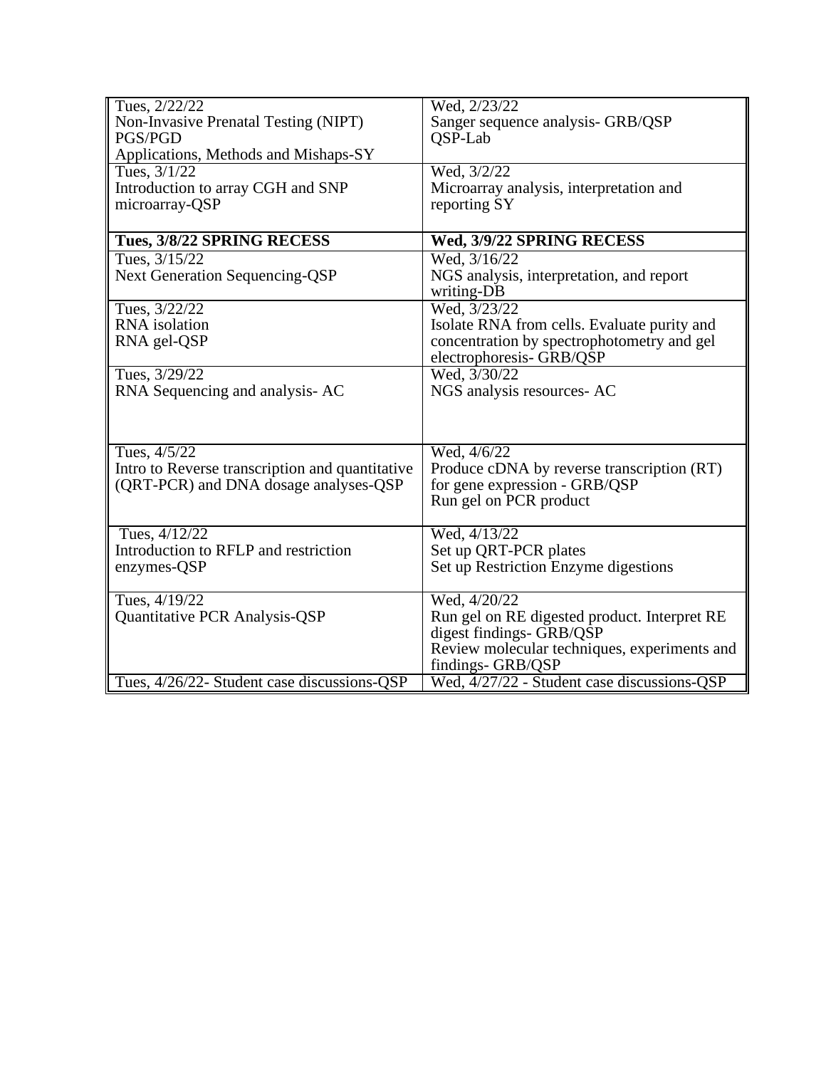| | |
|---|---|
| Tues, 2/22/22<br>Non-Invasive Prenatal Testing (NIPT)<br>PGS/PGD<br>Applications, Methods and Mishaps-SY | Wed, 2/23/22<br>Sanger sequence analysis- GRB/QSP<br>QSP-Lab |
| Tues, 3/1/22<br>Introduction to array CGH and SNP microarray-QSP | Wed, 3/2/22<br>Microarray analysis, interpretation and reporting SY |
| **Tues, 3/8/22 SPRING RECESS** | **Wed, 3/9/22 SPRING RECESS** |
| Tues, 3/15/22<br>Next Generation Sequencing-QSP | Wed, 3/16/22<br>NGS analysis, interpretation, and report writing-DB |
| Tues, 3/22/22<br>RNA isolation<br>RNA gel-QSP | Wed, 3/23/22<br>Isolate RNA from cells. Evaluate purity and concentration by spectrophotometry and gel electrophoresis- GRB/QSP |
| Tues, 3/29/22<br>RNA Sequencing and analysis- AC | Wed, 3/30/22<br>NGS analysis resources- AC |
| Tues, 4/5/22<br>Intro to Reverse transcription and quantitative (QRT-PCR) and DNA dosage analyses-QSP | Wed, 4/6/22<br>Produce cDNA by reverse transcription (RT) for gene expression - GRB/QSP<br>Run gel on PCR product |
| Tues, 4/12/22<br>Introduction to RFLP and restriction enzymes-QSP | Wed, 4/13/22<br>Set up QRT-PCR plates<br>Set up Restriction Enzyme digestions |
| Tues, 4/19/22<br>Quantitative PCR Analysis-QSP | Wed, 4/20/22<br>Run gel on RE digested product. Interpret RE digest findings- GRB/QSP<br>Review molecular techniques, experiments and findings- GRB/QSP |
| Tues, 4/26/22- Student case discussions-QSP | Wed, 4/27/22 - Student case discussions-QSP |